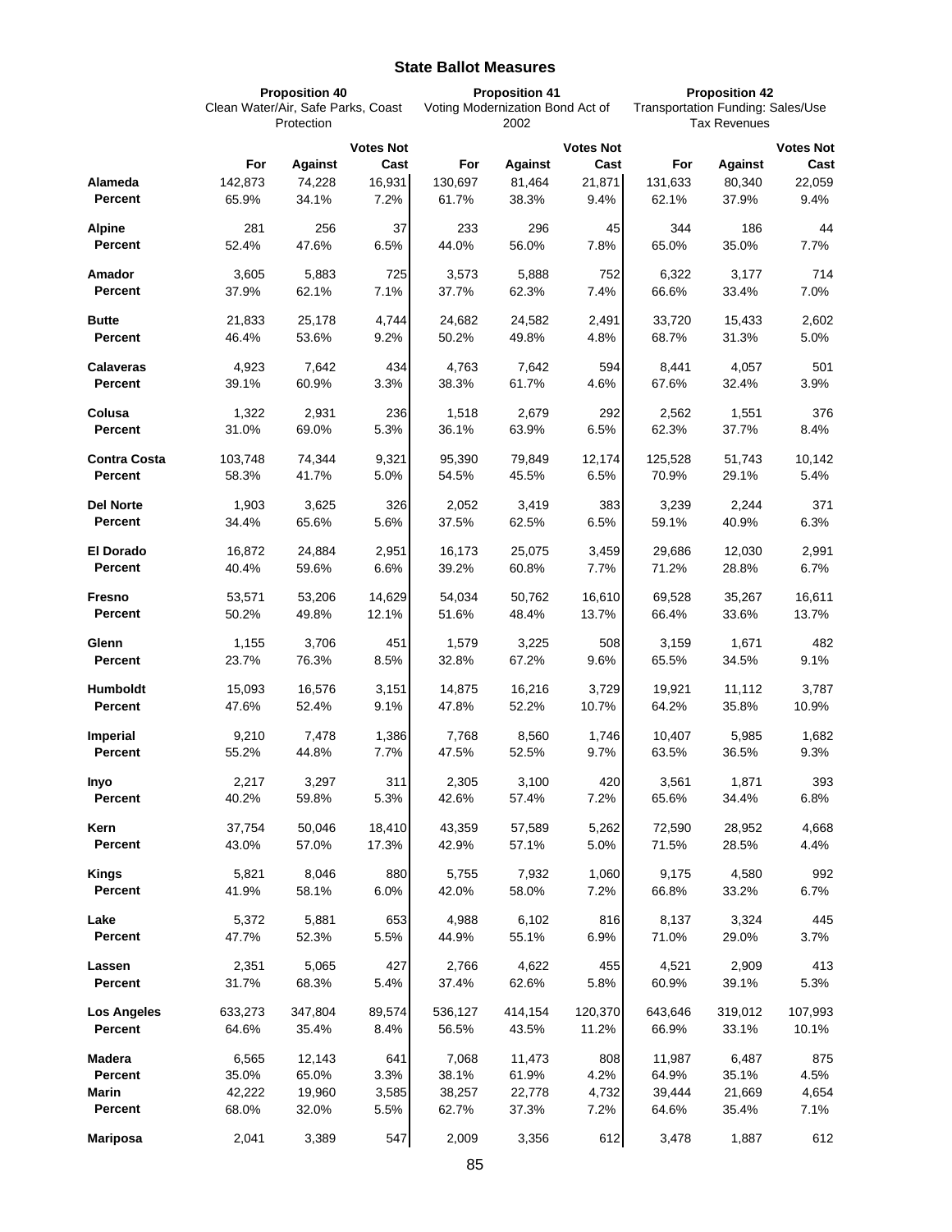## State Ballot Measures

| | Proposition 40 Clean Water/Air, Safe Parks, Coast Protection | | | Proposition 41 Voting Modernization Bond Act of 2002 | | | Proposition 42 Transportation Funding: Sales/Use Tax Revenues | | |
|---|---|---|---|---|---|---|---|---|---|
| | For | Against | Votes Not Cast | For | Against | Votes Not Cast | For | Against | Votes Not Cast |
| **Alameda** | 142,873 | 74,228 | 16,931 | 130,697 | 81,464 | 21,871 | 131,633 | 80,340 | 22,059 |
| **Percent** | 65.9% | 34.1% | 7.2% | 61.7% | 38.3% | 9.4% | 62.1% | 37.9% | 9.4% |
| **Alpine** | 281 | 256 | 37 | 233 | 296 | 45 | 344 | 186 | 44 |
| **Percent** | 52.4% | 47.6% | 6.5% | 44.0% | 56.0% | 7.8% | 65.0% | 35.0% | 7.7% |
| **Amador** | 3,605 | 5,883 | 725 | 3,573 | 5,888 | 752 | 6,322 | 3,177 | 714 |
| **Percent** | 37.9% | 62.1% | 7.1% | 37.7% | 62.3% | 7.4% | 66.6% | 33.4% | 7.0% |
| **Butte** | 21,833 | 25,178 | 4,744 | 24,682 | 24,582 | 2,491 | 33,720 | 15,433 | 2,602 |
| **Percent** | 46.4% | 53.6% | 9.2% | 50.2% | 49.8% | 4.8% | 68.7% | 31.3% | 5.0% |
| **Calaveras** | 4,923 | 7,642 | 434 | 4,763 | 7,642 | 594 | 8,441 | 4,057 | 501 |
| **Percent** | 39.1% | 60.9% | 3.3% | 38.3% | 61.7% | 4.6% | 67.6% | 32.4% | 3.9% |
| **Colusa** | 1,322 | 2,931 | 236 | 1,518 | 2,679 | 292 | 2,562 | 1,551 | 376 |
| **Percent** | 31.0% | 69.0% | 5.3% | 36.1% | 63.9% | 6.5% | 62.3% | 37.7% | 8.4% |
| **Contra Costa** | 103,748 | 74,344 | 9,321 | 95,390 | 79,849 | 12,174 | 125,528 | 51,743 | 10,142 |
| **Percent** | 58.3% | 41.7% | 5.0% | 54.5% | 45.5% | 6.5% | 70.9% | 29.1% | 5.4% |
| **Del Norte** | 1,903 | 3,625 | 326 | 2,052 | 3,419 | 383 | 3,239 | 2,244 | 371 |
| **Percent** | 34.4% | 65.6% | 5.6% | 37.5% | 62.5% | 6.5% | 59.1% | 40.9% | 6.3% |
| **El Dorado** | 16,872 | 24,884 | 2,951 | 16,173 | 25,075 | 3,459 | 29,686 | 12,030 | 2,991 |
| **Percent** | 40.4% | 59.6% | 6.6% | 39.2% | 60.8% | 7.7% | 71.2% | 28.8% | 6.7% |
| **Fresno** | 53,571 | 53,206 | 14,629 | 54,034 | 50,762 | 16,610 | 69,528 | 35,267 | 16,611 |
| **Percent** | 50.2% | 49.8% | 12.1% | 51.6% | 48.4% | 13.7% | 66.4% | 33.6% | 13.7% |
| **Glenn** | 1,155 | 3,706 | 451 | 1,579 | 3,225 | 508 | 3,159 | 1,671 | 482 |
| **Percent** | 23.7% | 76.3% | 8.5% | 32.8% | 67.2% | 9.6% | 65.5% | 34.5% | 9.1% |
| **Humboldt** | 15,093 | 16,576 | 3,151 | 14,875 | 16,216 | 3,729 | 19,921 | 11,112 | 3,787 |
| **Percent** | 47.6% | 52.4% | 9.1% | 47.8% | 52.2% | 10.7% | 64.2% | 35.8% | 10.9% |
| **Imperial** | 9,210 | 7,478 | 1,386 | 7,768 | 8,560 | 1,746 | 10,407 | 5,985 | 1,682 |
| **Percent** | 55.2% | 44.8% | 7.7% | 47.5% | 52.5% | 9.7% | 63.5% | 36.5% | 9.3% |
| **Inyo** | 2,217 | 3,297 | 311 | 2,305 | 3,100 | 420 | 3,561 | 1,871 | 393 |
| **Percent** | 40.2% | 59.8% | 5.3% | 42.6% | 57.4% | 7.2% | 65.6% | 34.4% | 6.8% |
| **Kern** | 37,754 | 50,046 | 18,410 | 43,359 | 57,589 | 5,262 | 72,590 | 28,952 | 4,668 |
| **Percent** | 43.0% | 57.0% | 17.3% | 42.9% | 57.1% | 5.0% | 71.5% | 28.5% | 4.4% |
| **Kings** | 5,821 | 8,046 | 880 | 5,755 | 7,932 | 1,060 | 9,175 | 4,580 | 992 |
| **Percent** | 41.9% | 58.1% | 6.0% | 42.0% | 58.0% | 7.2% | 66.8% | 33.2% | 6.7% |
| **Lake** | 5,372 | 5,881 | 653 | 4,988 | 6,102 | 816 | 8,137 | 3,324 | 445 |
| **Percent** | 47.7% | 52.3% | 5.5% | 44.9% | 55.1% | 6.9% | 71.0% | 29.0% | 3.7% |
| **Lassen** | 2,351 | 5,065 | 427 | 2,766 | 4,622 | 455 | 4,521 | 2,909 | 413 |
| **Percent** | 31.7% | 68.3% | 5.4% | 37.4% | 62.6% | 5.8% | 60.9% | 39.1% | 5.3% |
| **Los Angeles** | 633,273 | 347,804 | 89,574 | 536,127 | 414,154 | 120,370 | 643,646 | 319,012 | 107,993 |
| **Percent** | 64.6% | 35.4% | 8.4% | 56.5% | 43.5% | 11.2% | 66.9% | 33.1% | 10.1% |
| **Madera** | 6,565 | 12,143 | 641 | 7,068 | 11,473 | 808 | 11,987 | 6,487 | 875 |
| **Percent** | 35.0% | 65.0% | 3.3% | 38.1% | 61.9% | 4.2% | 64.9% | 35.1% | 4.5% |
| **Marin** | 42,222 | 19,960 | 3,585 | 38,257 | 22,778 | 4,732 | 39,444 | 21,669 | 4,654 |
| **Percent** | 68.0% | 32.0% | 5.5% | 62.7% | 37.3% | 7.2% | 64.6% | 35.4% | 7.1% |
| **Mariposa** | 2,041 | 3,389 | 547 | 2,009 | 3,356 | 612 | 3,478 | 1,887 | 612 |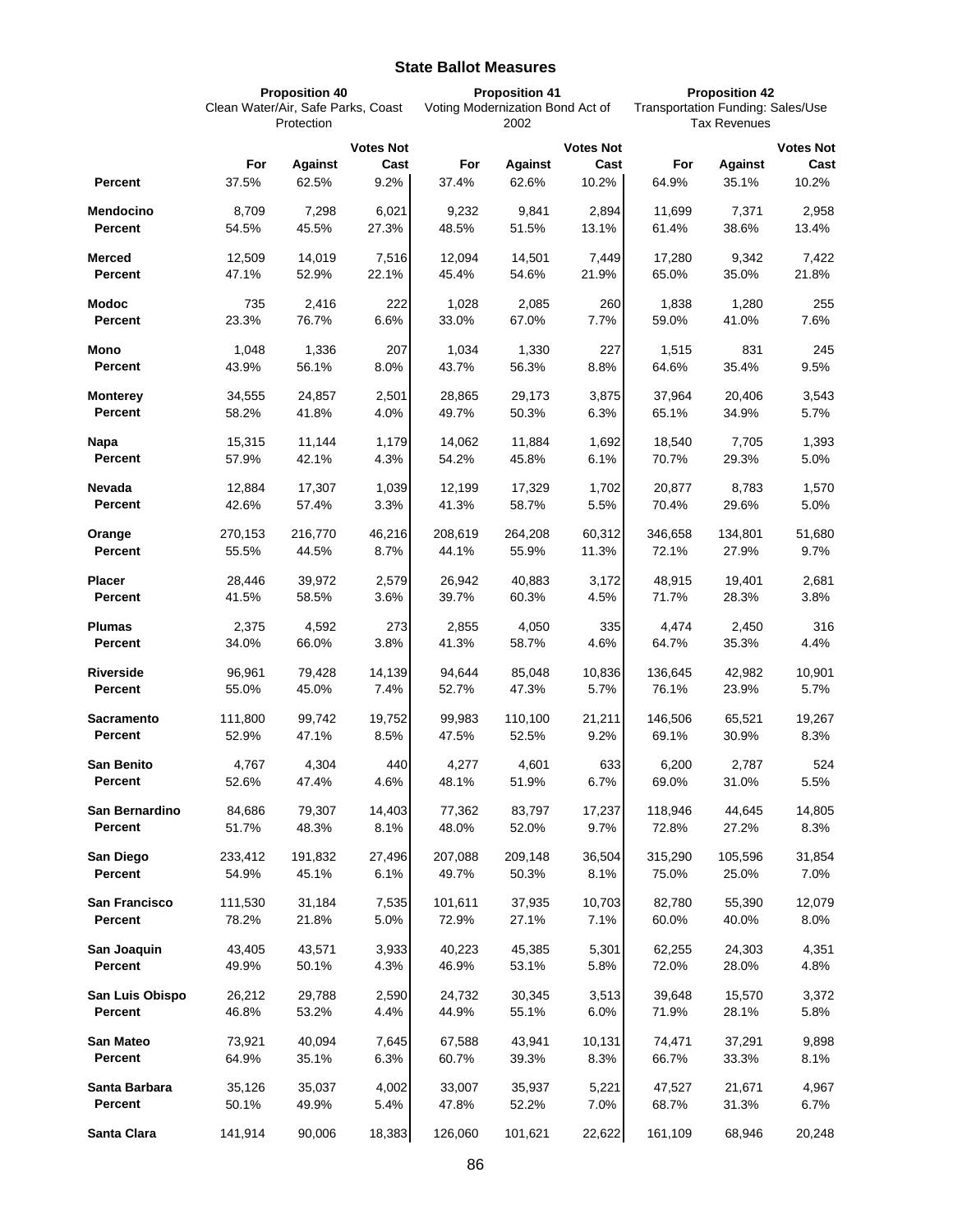## State Ballot Measures

| | Proposition 40 Clean Water/Air, Safe Parks, Coast Protection | | | Proposition 41 Voting Modernization Bond Act of 2002 | | | Proposition 42 Transportation Funding: Sales/Use Tax Revenues | | |
|---|---|---|---|---|---|---|---|---|---|
| | For | Against | Votes Not Cast | For | Against | Votes Not Cast | For | Against | Votes Not Cast |
| **Percent** | 37.5% | 62.5% | 9.2% | 37.4% | 62.6% | 10.2% | 64.9% | 35.1% | 10.2% |
| **Mendocino** | 8,709 | 7,298 | 6,021 | 9,232 | 9,841 | 2,894 | 11,699 | 7,371 | 2,958 |
| **Percent** | 54.5% | 45.5% | 27.3% | 48.5% | 51.5% | 13.1% | 61.4% | 38.6% | 13.4% |
| **Merced** | 12,509 | 14,019 | 7,516 | 12,094 | 14,501 | 7,449 | 17,280 | 9,342 | 7,422 |
| **Percent** | 47.1% | 52.9% | 22.1% | 45.4% | 54.6% | 21.9% | 65.0% | 35.0% | 21.8% |
| **Modoc** | 735 | 2,416 | 222 | 1,028 | 2,085 | 260 | 1,838 | 1,280 | 255 |
| **Percent** | 23.3% | 76.7% | 6.6% | 33.0% | 67.0% | 7.7% | 59.0% | 41.0% | 7.6% |
| **Mono** | 1,048 | 1,336 | 207 | 1,034 | 1,330 | 227 | 1,515 | 831 | 245 |
| **Percent** | 43.9% | 56.1% | 8.0% | 43.7% | 56.3% | 8.8% | 64.6% | 35.4% | 9.5% |
| **Monterey** | 34,555 | 24,857 | 2,501 | 28,865 | 29,173 | 3,875 | 37,964 | 20,406 | 3,543 |
| **Percent** | 58.2% | 41.8% | 4.0% | 49.7% | 50.3% | 6.3% | 65.1% | 34.9% | 5.7% |
| **Napa** | 15,315 | 11,144 | 1,179 | 14,062 | 11,884 | 1,692 | 18,540 | 7,705 | 1,393 |
| **Percent** | 57.9% | 42.1% | 4.3% | 54.2% | 45.8% | 6.1% | 70.7% | 29.3% | 5.0% |
| **Nevada** | 12,884 | 17,307 | 1,039 | 12,199 | 17,329 | 1,702 | 20,877 | 8,783 | 1,570 |
| **Percent** | 42.6% | 57.4% | 3.3% | 41.3% | 58.7% | 5.5% | 70.4% | 29.6% | 5.0% |
| **Orange** | 270,153 | 216,770 | 46,216 | 208,619 | 264,208 | 60,312 | 346,658 | 134,801 | 51,680 |
| **Percent** | 55.5% | 44.5% | 8.7% | 44.1% | 55.9% | 11.3% | 72.1% | 27.9% | 9.7% |
| **Placer** | 28,446 | 39,972 | 2,579 | 26,942 | 40,883 | 3,172 | 48,915 | 19,401 | 2,681 |
| **Percent** | 41.5% | 58.5% | 3.6% | 39.7% | 60.3% | 4.5% | 71.7% | 28.3% | 3.8% |
| **Plumas** | 2,375 | 4,592 | 273 | 2,855 | 4,050 | 335 | 4,474 | 2,450 | 316 |
| **Percent** | 34.0% | 66.0% | 3.8% | 41.3% | 58.7% | 4.6% | 64.7% | 35.3% | 4.4% |
| **Riverside** | 96,961 | 79,428 | 14,139 | 94,644 | 85,048 | 10,836 | 136,645 | 42,982 | 10,901 |
| **Percent** | 55.0% | 45.0% | 7.4% | 52.7% | 47.3% | 5.7% | 76.1% | 23.9% | 5.7% |
| **Sacramento** | 111,800 | 99,742 | 19,752 | 99,983 | 110,100 | 21,211 | 146,506 | 65,521 | 19,267 |
| **Percent** | 52.9% | 47.1% | 8.5% | 47.5% | 52.5% | 9.2% | 69.1% | 30.9% | 8.3% |
| **San Benito** | 4,767 | 4,304 | 440 | 4,277 | 4,601 | 633 | 6,200 | 2,787 | 524 |
| **Percent** | 52.6% | 47.4% | 4.6% | 48.1% | 51.9% | 6.7% | 69.0% | 31.0% | 5.5% |
| **San Bernardino** | 84,686 | 79,307 | 14,403 | 77,362 | 83,797 | 17,237 | 118,946 | 44,645 | 14,805 |
| **Percent** | 51.7% | 48.3% | 8.1% | 48.0% | 52.0% | 9.7% | 72.8% | 27.2% | 8.3% |
| **San Diego** | 233,412 | 191,832 | 27,496 | 207,088 | 209,148 | 36,504 | 315,290 | 105,596 | 31,854 |
| **Percent** | 54.9% | 45.1% | 6.1% | 49.7% | 50.3% | 8.1% | 75.0% | 25.0% | 7.0% |
| **San Francisco** | 111,530 | 31,184 | 7,535 | 101,611 | 37,935 | 10,703 | 82,780 | 55,390 | 12,079 |
| **Percent** | 78.2% | 21.8% | 5.0% | 72.9% | 27.1% | 7.1% | 60.0% | 40.0% | 8.0% |
| **San Joaquin** | 43,405 | 43,571 | 3,933 | 40,223 | 45,385 | 5,301 | 62,255 | 24,303 | 4,351 |
| **Percent** | 49.9% | 50.1% | 4.3% | 46.9% | 53.1% | 5.8% | 72.0% | 28.0% | 4.8% |
| **San Luis Obispo** | 26,212 | 29,788 | 2,590 | 24,732 | 30,345 | 3,513 | 39,648 | 15,570 | 3,372 |
| **Percent** | 46.8% | 53.2% | 4.4% | 44.9% | 55.1% | 6.0% | 71.9% | 28.1% | 5.8% |
| **San Mateo** | 73,921 | 40,094 | 7,645 | 67,588 | 43,941 | 10,131 | 74,471 | 37,291 | 9,898 |
| **Percent** | 64.9% | 35.1% | 6.3% | 60.7% | 39.3% | 8.3% | 66.7% | 33.3% | 8.1% |
| **Santa Barbara** | 35,126 | 35,037 | 4,002 | 33,007 | 35,937 | 5,221 | 47,527 | 21,671 | 4,967 |
| **Percent** | 50.1% | 49.9% | 5.4% | 47.8% | 52.2% | 7.0% | 68.7% | 31.3% | 6.7% |
| **Santa Clara** | 141,914 | 90,006 | 18,383 | 126,060 | 101,621 | 22,622 | 161,109 | 68,946 | 20,248 |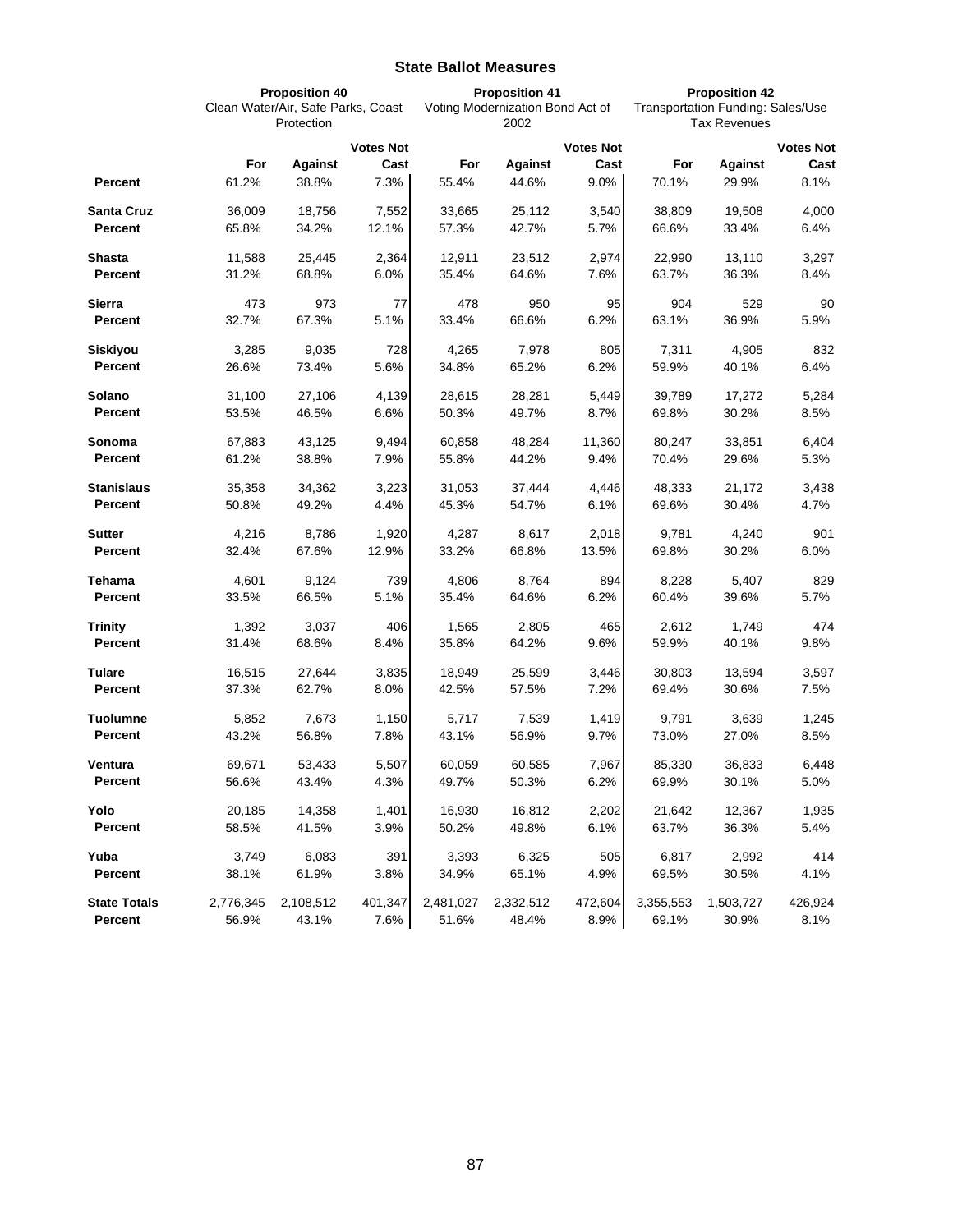## State Ballot Measures

| | Proposition 40 Clean Water/Air, Safe Parks, Coast Protection | | | Proposition 41 Voting Modernization Bond Act of 2002 | | | Proposition 42 Transportation Funding: Sales/Use Tax Revenues | | |
|---|---|---|---|---|---|---|---|---|---|
| | For | Against | Votes Not Cast | For | Against | Votes Not Cast | For | Against | Votes Not Cast |
| **Percent** | 61.2% | 38.8% | 7.3% | 55.4% | 44.6% | 9.0% | 70.1% | 29.9% | 8.1% |
| **Santa Cruz** | 36,009 | 18,756 | 7,552 | 33,665 | 25,112 | 3,540 | 38,809 | 19,508 | 4,000 |
| **Percent** | 65.8% | 34.2% | 12.1% | 57.3% | 42.7% | 5.7% | 66.6% | 33.4% | 6.4% |
| **Shasta** | 11,588 | 25,445 | 2,364 | 12,911 | 23,512 | 2,974 | 22,990 | 13,110 | 3,297 |
| **Percent** | 31.2% | 68.8% | 6.0% | 35.4% | 64.6% | 7.6% | 63.7% | 36.3% | 8.4% |
| **Sierra** | 473 | 973 | 77 | 478 | 950 | 95 | 904 | 529 | 90 |
| **Percent** | 32.7% | 67.3% | 5.1% | 33.4% | 66.6% | 6.2% | 63.1% | 36.9% | 5.9% |
| **Siskiyou** | 3,285 | 9,035 | 728 | 4,265 | 7,978 | 805 | 7,311 | 4,905 | 832 |
| **Percent** | 26.6% | 73.4% | 5.6% | 34.8% | 65.2% | 6.2% | 59.9% | 40.1% | 6.4% |
| **Solano** | 31,100 | 27,106 | 4,139 | 28,615 | 28,281 | 5,449 | 39,789 | 17,272 | 5,284 |
| **Percent** | 53.5% | 46.5% | 6.6% | 50.3% | 49.7% | 8.7% | 69.8% | 30.2% | 8.5% |
| **Sonoma** | 67,883 | 43,125 | 9,494 | 60,858 | 48,284 | 11,360 | 80,247 | 33,851 | 6,404 |
| **Percent** | 61.2% | 38.8% | 7.9% | 55.8% | 44.2% | 9.4% | 70.4% | 29.6% | 5.3% |
| **Stanislaus** | 35,358 | 34,362 | 3,223 | 31,053 | 37,444 | 4,446 | 48,333 | 21,172 | 3,438 |
| **Percent** | 50.8% | 49.2% | 4.4% | 45.3% | 54.7% | 6.1% | 69.6% | 30.4% | 4.7% |
| **Sutter** | 4,216 | 8,786 | 1,920 | 4,287 | 8,617 | 2,018 | 9,781 | 4,240 | 901 |
| **Percent** | 32.4% | 67.6% | 12.9% | 33.2% | 66.8% | 13.5% | 69.8% | 30.2% | 6.0% |
| **Tehama** | 4,601 | 9,124 | 739 | 4,806 | 8,764 | 894 | 8,228 | 5,407 | 829 |
| **Percent** | 33.5% | 66.5% | 5.1% | 35.4% | 64.6% | 6.2% | 60.4% | 39.6% | 5.7% |
| **Trinity** | 1,392 | 3,037 | 406 | 1,565 | 2,805 | 465 | 2,612 | 1,749 | 474 |
| **Percent** | 31.4% | 68.6% | 8.4% | 35.8% | 64.2% | 9.6% | 59.9% | 40.1% | 9.8% |
| **Tulare** | 16,515 | 27,644 | 3,835 | 18,949 | 25,599 | 3,446 | 30,803 | 13,594 | 3,597 |
| **Percent** | 37.3% | 62.7% | 8.0% | 42.5% | 57.5% | 7.2% | 69.4% | 30.6% | 7.5% |
| **Tuolumne** | 5,852 | 7,673 | 1,150 | 5,717 | 7,539 | 1,419 | 9,791 | 3,639 | 1,245 |
| **Percent** | 43.2% | 56.8% | 7.8% | 43.1% | 56.9% | 9.7% | 73.0% | 27.0% | 8.5% |
| **Ventura** | 69,671 | 53,433 | 5,507 | 60,059 | 60,585 | 7,967 | 85,330 | 36,833 | 6,448 |
| **Percent** | 56.6% | 43.4% | 4.3% | 49.7% | 50.3% | 6.2% | 69.9% | 30.1% | 5.0% |
| **Yolo** | 20,185 | 14,358 | 1,401 | 16,930 | 16,812 | 2,202 | 21,642 | 12,367 | 1,935 |
| **Percent** | 58.5% | 41.5% | 3.9% | 50.2% | 49.8% | 6.1% | 63.7% | 36.3% | 5.4% |
| **Yuba** | 3,749 | 6,083 | 391 | 3,393 | 6,325 | 505 | 6,817 | 2,992 | 414 |
| **Percent** | 38.1% | 61.9% | 3.8% | 34.9% | 65.1% | 4.9% | 69.5% | 30.5% | 4.1% |
| **State Totals** | 2,776,345 | 2,108,512 | 401,347 | 2,481,027 | 2,332,512 | 472,604 | 3,355,553 | 1,503,727 | 426,924 |
| **Percent** | 56.9% | 43.1% | 7.6% | 51.6% | 48.4% | 8.9% | 69.1% | 30.9% | 8.1% |